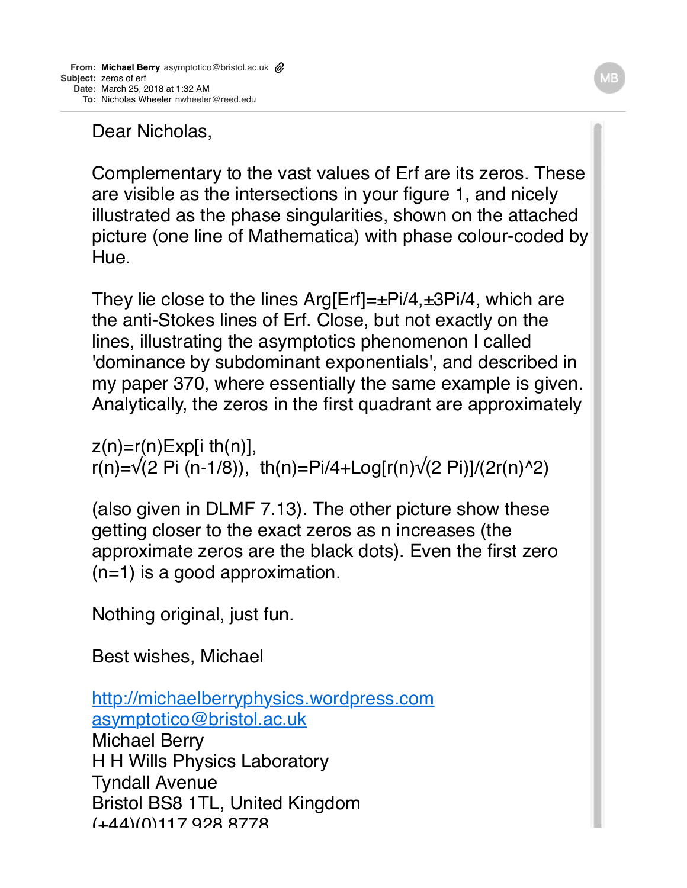**From:** Michael Berry asymptotico@bristol.ac.uk
**Subject:** zeros of erf
**Date:** March 25, 2018 at 1:32 AM
**To:** Nicholas Wheeler nwheeler@reed.edu

Dear Nicholas,

Complementary to the vast values of Erf are its zeros. These are visible as the intersections in your figure 1, and nicely illustrated as the phase singularities, shown on the attached picture (one line of Mathematica) with phase colour-coded by Hue.

They lie close to the lines Arg[Erf]=±Pi/4,±3Pi/4, which are the anti-Stokes lines of Erf. Close, but not exactly on the lines, illustrating the asymptotics phenomenon I called 'dominance by subdominant exponentials', and described in my paper 370, where essentially the same example is given. Analytically, the zeros in the first quadrant are approximately

z(n)=r(n)Exp[i th(n)],
r(n)=√(2 Pi (n-1/8)), th(n)=Pi/4+Log[r(n)√(2 Pi)]/(2r(n)^2)

(also given in DLMF 7.13). The other picture show these getting closer to the exact zeros as n increases (the approximate zeros are the black dots). Even the first zero (n=1) is a good approximation.

Nothing original, just fun.

Best wishes, Michael

http://michaelberryphysics.wordpress.com
asymptotico@bristol.ac.uk
Michael Berry
H H Wills Physics Laboratory
Tyndall Avenue
Bristol BS8 1TL, United Kingdom
(+44)(0)117 928 8778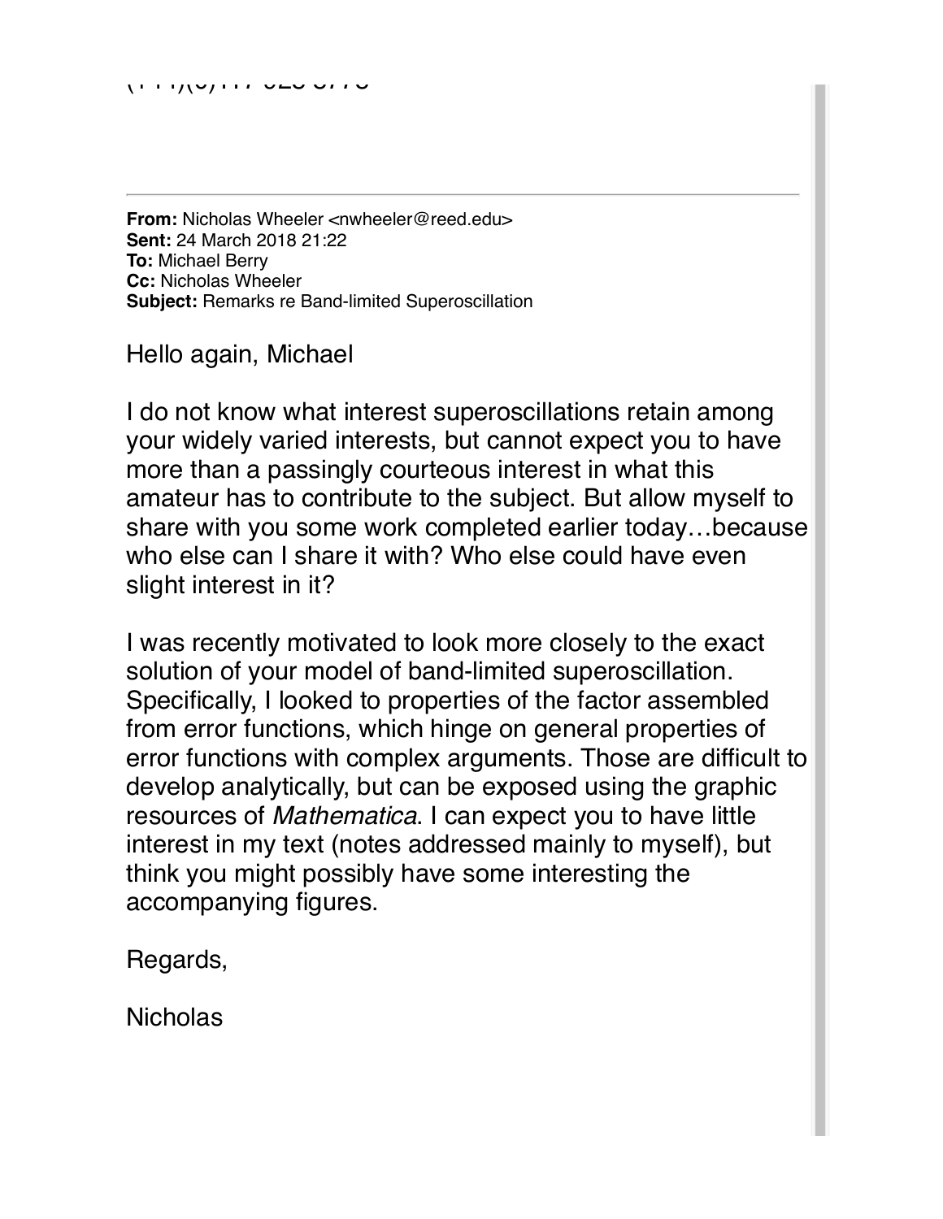(+44)(0)117 925 8776

---

**From:** Nicholas Wheeler <nwheeler@reed.edu>
**Sent:** 24 March 2018 21:22
**To:** Michael Berry
**Cc:** Nicholas Wheeler
**Subject:** Remarks re Band-limited Superoscillation

Hello again, Michael

I do not know what interest superoscillations retain among your widely varied interests, but cannot expect you to have more than a passingly courteous interest in what this amateur has to contribute to the subject. But allow myself to share with you some work completed earlier today…because who else can I share it with? Who else could have even slight interest in it?

I was recently motivated to look more closely to the exact solution of your model of band-limited superoscillation. Specifically, I looked to properties of the factor assembled from error functions, which hinge on general properties of error functions with complex arguments. Those are difficult to develop analytically, but can be exposed using the graphic resources of *Mathematica*. I can expect you to have little interest in my text (notes addressed mainly to myself), but think you might possibly have some interesting the accompanying figures.

Regards,

Nicholas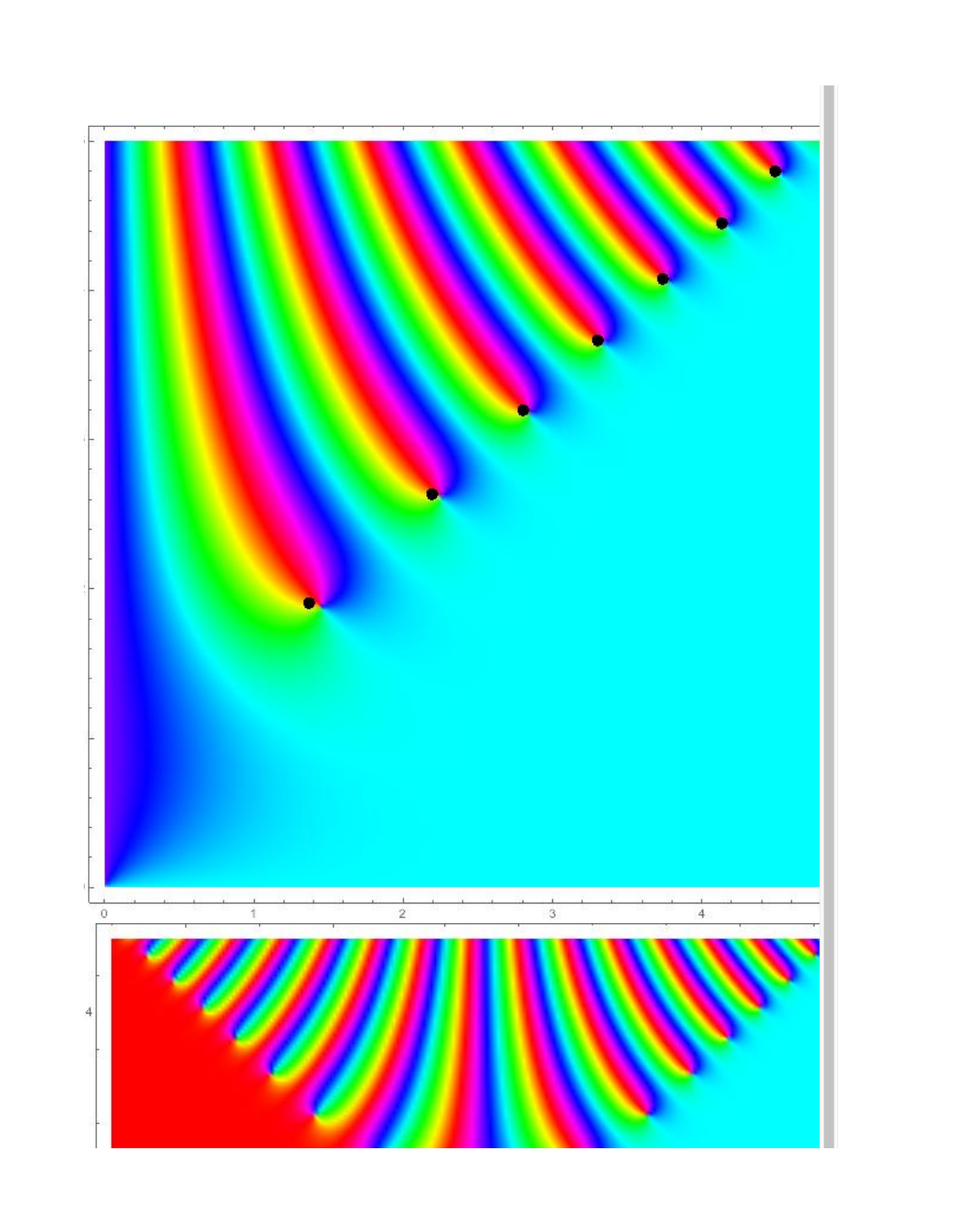0
1
2
3
4

4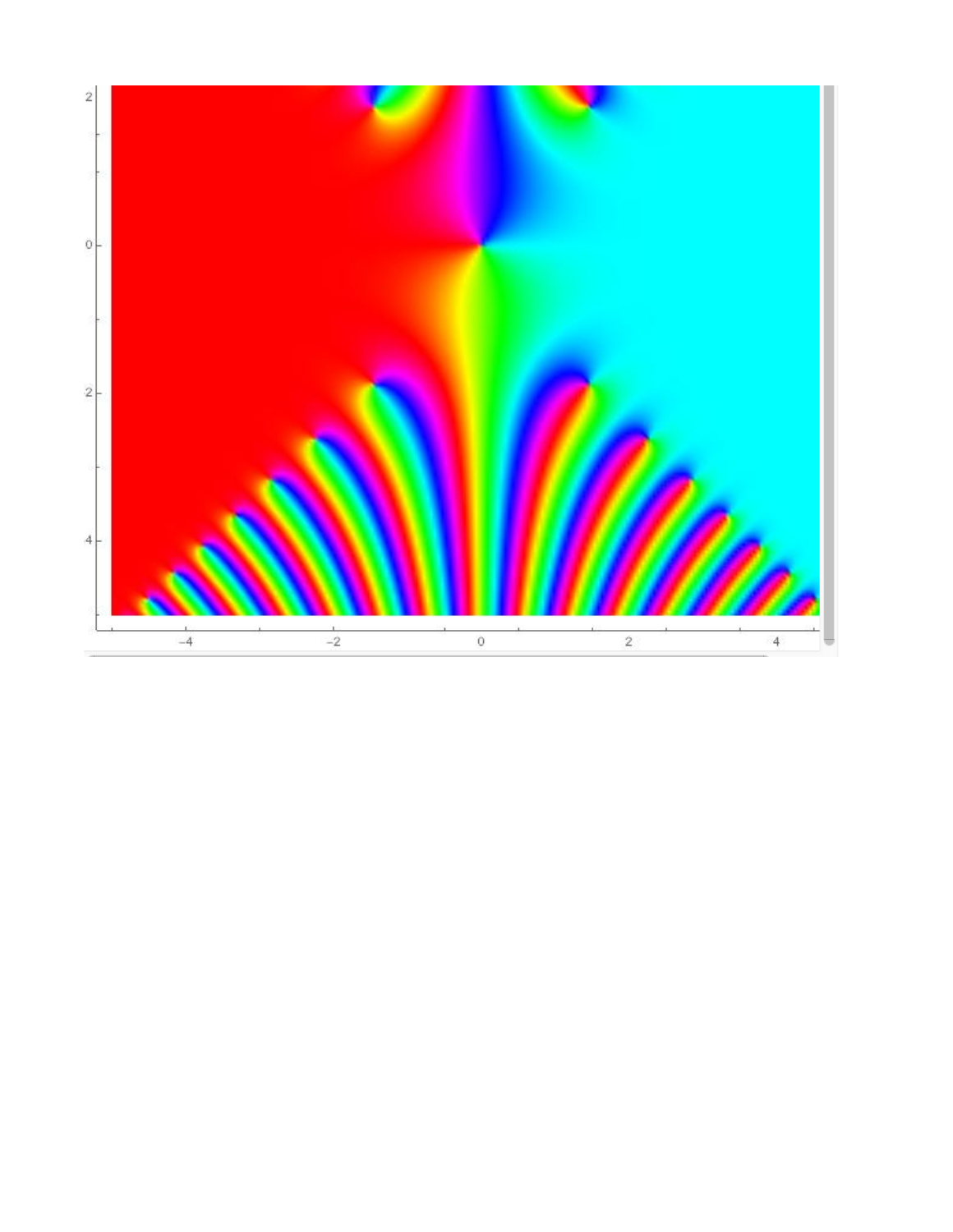2

0

2

4

-4

-2

0

2

4